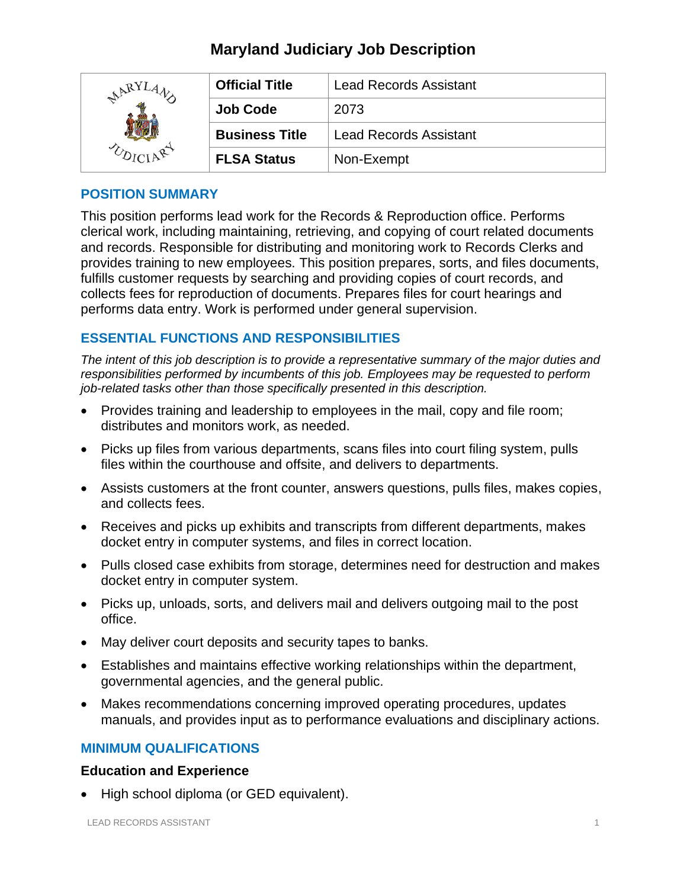# Maryland Judiciary Job Description

| Official Title | Lead Records Assistant |
| --- | --- |
| Job Code | 2073 |
| Business Title | Lead Records Assistant |
| FLSA Status | Non-Exempt |

## POSITION SUMMARY

This position performs lead work for the Records & Reproduction office. Performs clerical work, including maintaining, retrieving, and copying of court related documents and records. Responsible for distributing and monitoring work to Records Clerks and provides training to new employees. This position prepares, sorts, and files documents, fulfills customer requests by searching and providing copies of court records, and collects fees for reproduction of documents. Prepares files for court hearings and performs data entry. Work is performed under general supervision.

## ESSENTIAL FUNCTIONS AND RESPONSIBILITIES

*The intent of this job description is to provide a representative summary of the major duties and responsibilities performed by incumbents of this job. Employees may be requested to perform job-related tasks other than those specifically presented in this description.*

- Provides training and leadership to employees in the mail, copy and file room; distributes and monitors work, as needed.
- Picks up files from various departments, scans files into court filing system, pulls files within the courthouse and offsite, and delivers to departments.
- Assists customers at the front counter, answers questions, pulls files, makes copies, and collects fees.
- Receives and picks up exhibits and transcripts from different departments, makes docket entry in computer systems, and files in correct location.
- Pulls closed case exhibits from storage, determines need for destruction and makes docket entry in computer system.
- Picks up, unloads, sorts, and delivers mail and delivers outgoing mail to the post office.
- May deliver court deposits and security tapes to banks.
- Establishes and maintains effective working relationships within the department, governmental agencies, and the general public.
- Makes recommendations concerning improved operating procedures, updates manuals, and provides input as to performance evaluations and disciplinary actions.

## MINIMUM QUALIFICATIONS

### Education and Experience

- High school diploma (or GED equivalent).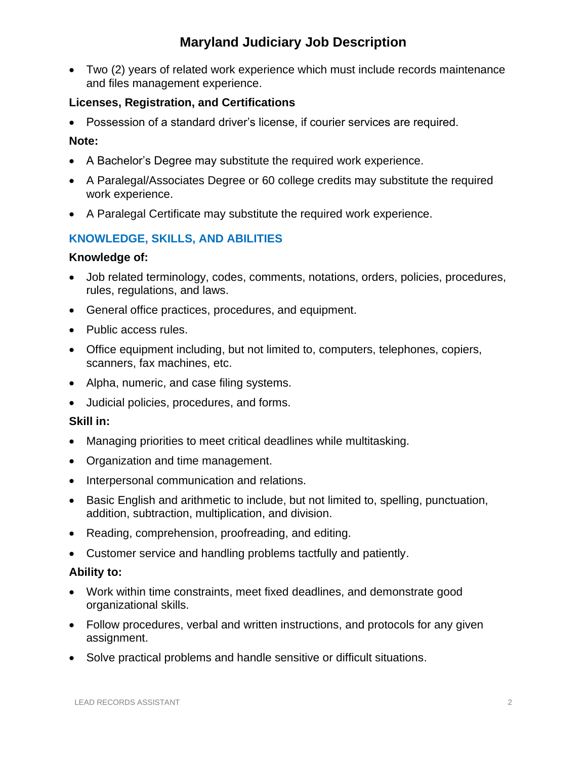- Two (2) years of related work experience which must include records maintenance and files management experience.

**Licenses, Registration, and Certifications**

- Possession of a standard driver's license, if courier services are required.

**Note:**

- A Bachelor's Degree may substitute the required work experience.
- A Paralegal/Associates Degree or 60 college credits may substitute the required work experience.
- A Paralegal Certificate may substitute the required work experience.

## KNOWLEDGE, SKILLS, AND ABILITIES

**Knowledge of:**

- Job related terminology, codes, comments, notations, orders, policies, procedures, rules, regulations, and laws.
- General office practices, procedures, and equipment.
- Public access rules.
- Office equipment including, but not limited to, computers, telephones, copiers, scanners, fax machines, etc.
- Alpha, numeric, and case filing systems.
- Judicial policies, procedures, and forms.

**Skill in:**

- Managing priorities to meet critical deadlines while multitasking.
- Organization and time management.
- Interpersonal communication and relations.
- Basic English and arithmetic to include, but not limited to, spelling, punctuation, addition, subtraction, multiplication, and division.
- Reading, comprehension, proofreading, and editing.
- Customer service and handling problems tactfully and patiently.

**Ability to:**

- Work within time constraints, meet fixed deadlines, and demonstrate good organizational skills.
- Follow procedures, verbal and written instructions, and protocols for any given assignment.
- Solve practical problems and handle sensitive or difficult situations.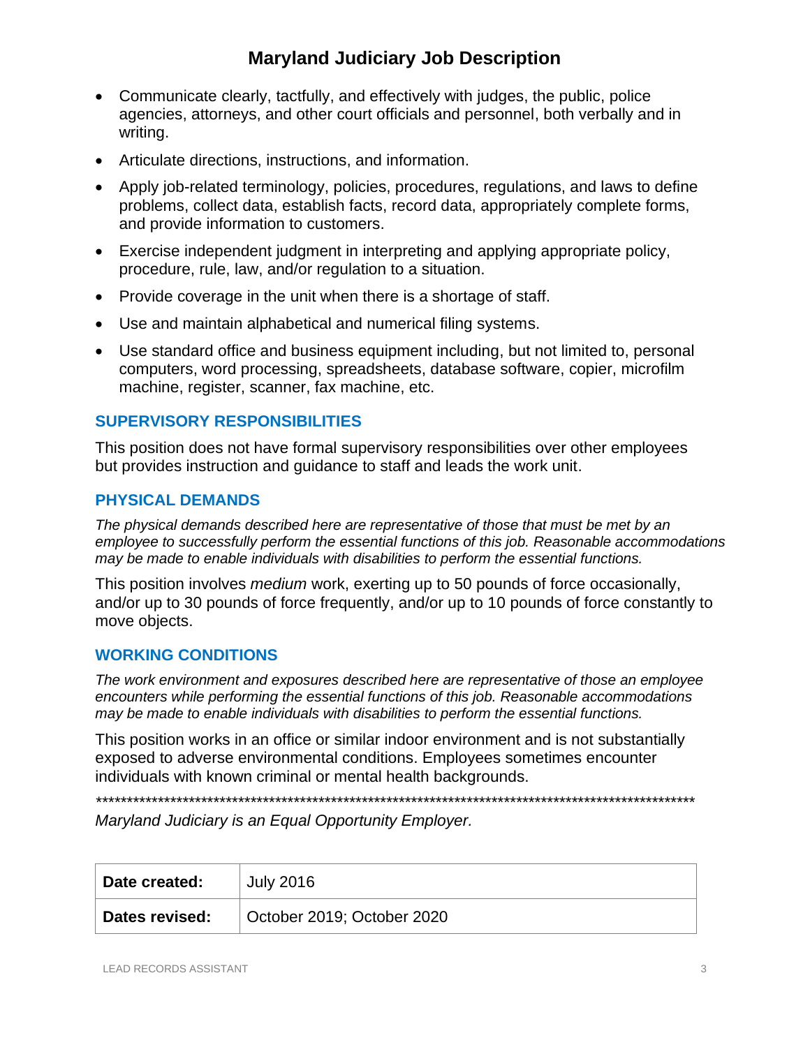# Maryland Judiciary Job Description

- Communicate clearly, tactfully, and effectively with judges, the public, police agencies, attorneys, and other court officials and personnel, both verbally and in writing.
- Articulate directions, instructions, and information.
- Apply job-related terminology, policies, procedures, regulations, and laws to define problems, collect data, establish facts, record data, appropriately complete forms, and provide information to customers.
- Exercise independent judgment in interpreting and applying appropriate policy, procedure, rule, law, and/or regulation to a situation.
- Provide coverage in the unit when there is a shortage of staff.
- Use and maintain alphabetical and numerical filing systems.
- Use standard office and business equipment including, but not limited to, personal computers, word processing, spreadsheets, database software, copier, microfilm machine, register, scanner, fax machine, etc.

## SUPERVISORY RESPONSIBILITIES

This position does not have formal supervisory responsibilities over other employees but provides instruction and guidance to staff and leads the work unit.

## PHYSICAL DEMANDS

*The physical demands described here are representative of those that must be met by an employee to successfully perform the essential functions of this job. Reasonable accommodations may be made to enable individuals with disabilities to perform the essential functions.*

This position involves *medium* work, exerting up to 50 pounds of force occasionally, and/or up to 30 pounds of force frequently, and/or up to 10 pounds of force constantly to move objects.

## WORKING CONDITIONS

*The work environment and exposures described here are representative of those an employee encounters while performing the essential functions of this job. Reasonable accommodations may be made to enable individuals with disabilities to perform the essential functions.*

This position works in an office or similar indoor environment and is not substantially exposed to adverse environmental conditions. Employees sometimes encounter individuals with known criminal or mental health backgrounds.

****************************************************************************************************

*Maryland Judiciary is an Equal Opportunity Employer.*

| | |
|---|---|
| **Date created:** | July 2016 |
| **Dates revised:** | October 2019; October 2020 |